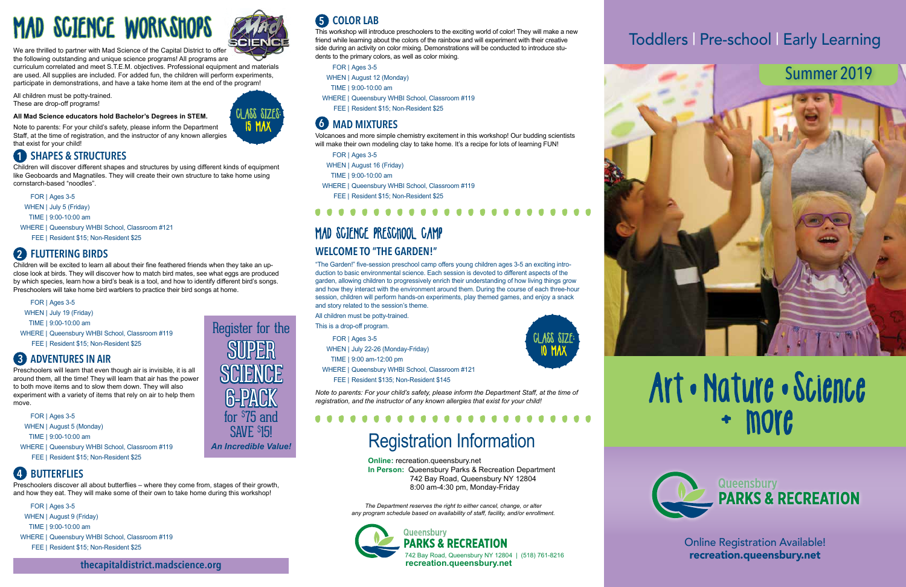# MAD SCIENCE WORKSHOPS

We are thrilled to partner with Mad Science of the Capital District to offer the following outstanding and unique science programs! All programs are curriculum correlated and meet S.T.E.M. objectives. Professional equipment and materials are used. All supplies are included. For added fun, the children will perform experiments, participate in demonstrations, and have a take home item at the end of the program!

All children must be potty-trained.
These are drop-off programs!

**All Mad Science educators hold Bachelor's Degrees in STEM.**

CLASS SIZES: 15 MAX

Note to parents: For your child's safety, please inform the Department Staff, at the time of registration, and the instructor of any known allergies that exist for your child!

## 1 SHAPES & STRUCTURES

Children will discover different shapes and structures by using different kinds of equipment like Geoboards and Magnatiles. They will create their own structure to take home using cornstarch-based "noodles".

FOR | Ages 3-5
WHEN | July 5 (Friday)
TIME | 9:00-10:00 am
WHERE | Queensbury WHBI School, Classroom #121
FEE | Resident $15; Non-Resident $25

## 2 FLUTTERING BIRDS

Children will be excited to learn all about their fine feathered friends when they take an up-close look at birds. They will discover how to match bird mates, see what eggs are produced by which species, learn how a bird's beak is a tool, and how to identify different bird's songs. Preschoolers will take home bird warblers to practice their bird songs at home.

FOR | Ages 3-5
WHEN | July 19 (Friday)
TIME | 9:00-10:00 am
WHERE | Queensbury WHBI School, Classroom #119
FEE | Resident $15; Non-Resident $25

## 3 ADVENTURES IN AIR

Preschoolers will learn that even though air is invisible, it is all around them, all the time! They will learn that air has the power to both move items and to slow them down. They will also experiment with a variety of items that rely on air to help them move.

FOR | Ages 3-5
WHEN | August 5 (Monday)
TIME | 9:00-10:00 am
WHERE | Queensbury WHBI School, Classroom #119
FEE | Resident $15; Non-Resident $25

Register for the SUPER SCIENCE 6-PACK for $75 and SAVE $15! *An Incredible Value!*

## 4 BUTTERFLIES

Preschoolers discover all about butterflies – where they come from, stages of their growth, and how they eat. They will make some of their own to take home during this workshop!

FOR | Ages 3-5
WHEN | August 9 (Friday)
TIME | 9:00-10:00 am
WHERE | Queensbury WHBI School, Classroom #119
FEE | Resident $15; Non-Resident $25

**thecapitaldistrict.madscience.org**

## 5 COLOR LAB

This workshop will introduce preschoolers to the exciting world of color! They will make a new friend while learning about the colors of the rainbow and will experiment with their creative side during an activity on color mixing. Demonstrations will be conducted to introduce students to the primary colors, as well as color mixing.

FOR | Ages 3-5
WHEN | August 12 (Monday)
TIME | 9:00-10:00 am
WHERE | Queensbury WHBI School, Classroom #119
FEE | Resident $15; Non-Resident $25

## 6 MAD MIXTURES

Volcanoes and more simple chemistry excitement in this workshop! Our budding scientists will make their own modeling clay to take home. It's a recipe for lots of learning FUN!

FOR | Ages 3-5
WHEN | August 16 (Friday)
TIME | 9:00-10:00 am
WHERE | Queensbury WHBI School, Classroom #119
FEE | Resident $15; Non-Resident $25

# MAD SCIENCE PRESCHOOL CAMP

## WELCOME TO "THE GARDEN!"

"The Garden!" five-session preschool camp offers young children ages 3-5 an exciting introduction to basic environmental science. Each session is devoted to different aspects of the garden, allowing children to progressively enrich their understanding of how living things grow and how they interact with the environment around them. During the course of each three-hour session, children will perform hands-on experiments, play themed games, and enjoy a snack and story related to the session's theme.

All children must be potty-trained.
This is a drop-off program.

CLASS SIZE: 10 MAX

FOR | Ages 3-5
WHEN | July 22-26 (Monday-Friday)
TIME | 9:00 am-12:00 pm
WHERE | Queensbury WHBI School, Classroom #121
FEE | Resident $135; Non-Resident $145

*Note to parents: For your child's safety, please inform the Department Staff, at the time of registration, and the instructor of any known allergies that exist for your child!*

# Registration Information

**Online:** recreation.queensbury.net
**In Person:** Queensbury Parks & Recreation Department
742 Bay Road, Queensbury NY 12804
8:00 am-4:30 pm, Monday-Friday

*The Department reserves the right to either cancel, change, or alter any program schedule based on availability of staff, facility, and/or enrollment.*

Queensbury PARKS & RECREATION
742 Bay Road, Queensbury NY 12804 | (518) 761-8216
**recreation.queensbury.net**

# Toddlers | Pre-school | Early Learning

## Summer 2019

# Art • Nature • Science + more

Queensbury PARKS & RECREATION

Online Registration Available!
**recreation.queensbury.net**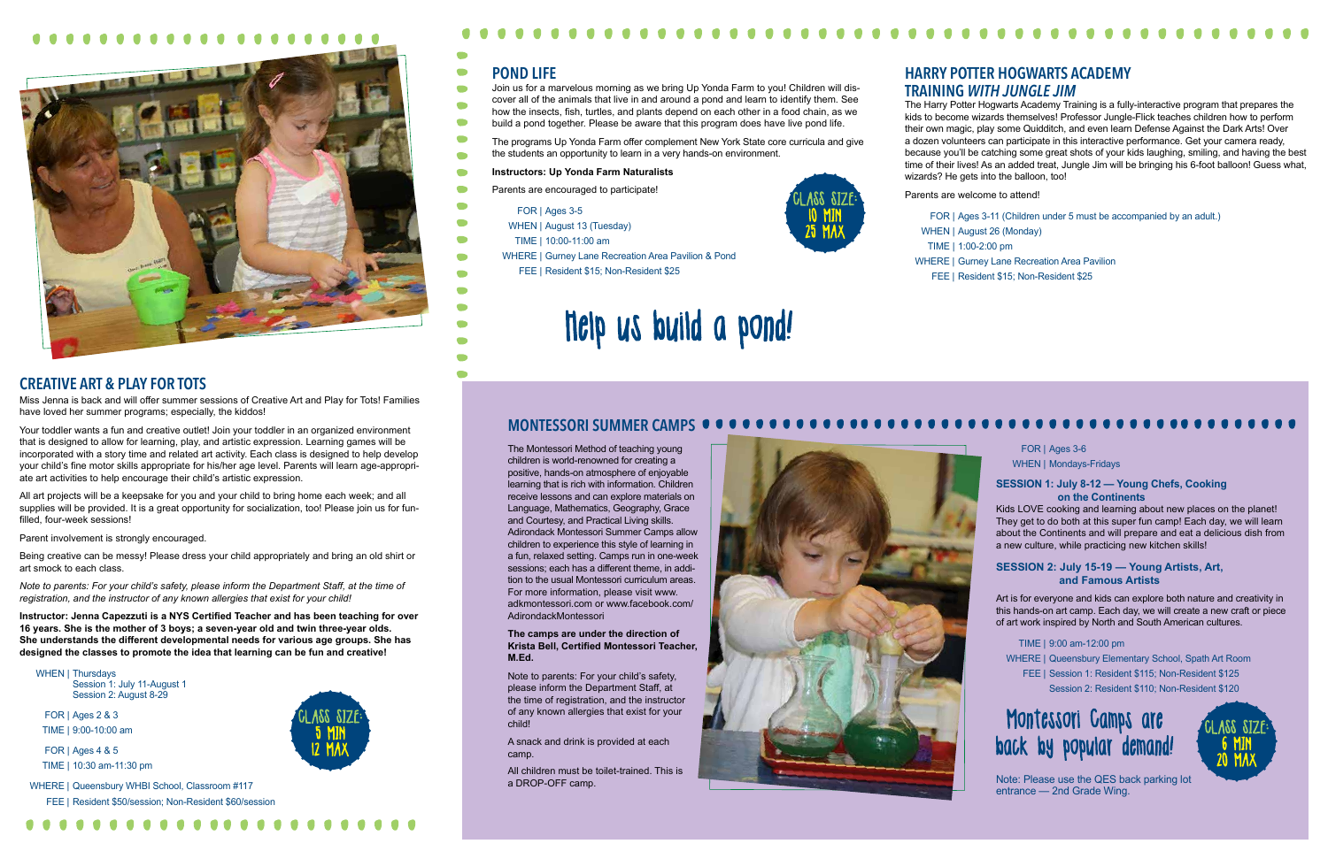## CREATIVE ART & PLAY FOR TOTS

Miss Jenna is back and will offer summer sessions of Creative Art and Play for Tots! Families have loved her summer programs; especially, the kiddos!

Your toddler wants a fun and creative outlet! Join your toddler in an organized environment that is designed to allow for learning, play, and artistic expression. Learning games will be incorporated with a story time and related art activity. Each class is designed to help develop your child's fine motor skills appropriate for his/her age level. Parents will learn age-appropriate art activities to help encourage their child's artistic expression.

All art projects will be a keepsake for you and your child to bring home each week; and all supplies will be provided. It is a great opportunity for socialization, too! Please join us for fun-filled, four-week sessions!

Parent involvement is strongly encouraged.

Being creative can be messy! Please dress your child appropriately and bring an old shirt or art smock to each class.

*Note to parents: For your child's safety, please inform the Department Staff, at the time of registration, and the instructor of any known allergies that exist for your child!*

**Instructor: Jenna Capezzuti is a NYS Certified Teacher and has been teaching for over 16 years. She is the mother of 3 boys; a seven-year old and twin three-year olds. She understands the different developmental needs for various age groups. She has designed the classes to promote the idea that learning can be fun and creative!**

WHEN | Thursdays
Session 1: July 11-August 1
Session 2: August 8-29

FOR | Ages 2 & 3
TIME | 9:00-10:00 am

FOR | Ages 4 & 5
TIME | 10:30 am-11:30 pm

WHERE | Queensbury WHBI School, Classroom #117
FEE | Resident $50/session; Non-Resident $60/session

CLASS SIZE: 5 MIN 12 MAX

## POND LIFE

Join us for a marvelous morning as we bring Up Yonda Farm to you! Children will discover all of the animals that live in and around a pond and learn to identify them. See how the insects, fish, turtles, and plants depend on each other in a food chain, as we build a pond together. Please be aware that this program does have live pond life.

The programs Up Yonda Farm offer complement New York State core curricula and give the students an opportunity to learn in a very hands-on environment.

**Instructors: Up Yonda Farm Naturalists**

Parents are encouraged to participate!

FOR | Ages 3-5
WHEN | August 13 (Tuesday)
TIME | 10:00-11:00 am
WHERE | Gurney Lane Recreation Area Pavilion & Pond
FEE | Resident $15; Non-Resident $25

CLASS SIZE: 10 MIN 25 MAX

Help us build a pond!

## HARRY POTTER HOGWARTS ACADEMY TRAINING *WITH JUNGLE JIM*

The Harry Potter Hogwarts Academy Training is a fully-interactive program that prepares the kids to become wizards themselves! Professor Jungle-Flick teaches children how to perform their own magic, play some Quidditch, and even learn Defense Against the Dark Arts! Over a dozen volunteers can participate in this interactive performance. Get your camera ready, because you'll be catching some great shots of your kids laughing, smiling, and having the best time of their lives! As an added treat, Jungle Jim will be bringing his 6-foot balloon! Guess what, wizards? He gets into the balloon, too!

Parents are welcome to attend!

FOR | Ages 3-11 (Children under 5 must be accompanied by an adult.)
WHEN | August 26 (Monday)
TIME | 1:00-2:00 pm
WHERE | Gurney Lane Recreation Area Pavilion
FEE | Resident $15; Non-Resident $25

## MONTESSORI SUMMER CAMPS

The Montessori Method of teaching young children is world-renowned for creating a positive, hands-on atmosphere of enjoyable learning that is rich with information. Children receive lessons and can explore materials on Language, Mathematics, Geography, Grace and Courtesy, and Practical Living skills. Adirondack Montessori Summer Camps allow children to experience this style of learning in a fun, relaxed setting. Camps run in one-week sessions; each has a different theme, in addition to the usual Montessori curriculum areas. For more information, please visit www.adkmontessori.com or www.facebook.com/AdirondackMontessori

**The camps are under the direction of Krista Bell, Certified Montessori Teacher, M.Ed.**

Note to parents: For your child's safety, please inform the Department Staff, at the time of registration, and the instructor of any known allergies that exist for your child!

A snack and drink is provided at each camp.

All children must be toilet-trained. This is a DROP-OFF camp.

FOR | Ages 3-6
WHEN | Mondays-Fridays

**SESSION 1: July 8-12 — Young Chefs, Cooking on the Continents**

Kids LOVE cooking and learning about new places on the planet! They get to do both at this super fun camp! Each day, we will learn about the Continents and will prepare and eat a delicious dish from a new culture, while practicing new kitchen skills!

**SESSION 2: July 15-19 — Young Artists, Art, and Famous Artists**

Art is for everyone and kids can explore both nature and creativity in this hands-on art camp. Each day, we will create a new craft or piece of art work inspired by North and South American cultures.

TIME | 9:00 am-12:00 pm
WHERE | Queensbury Elementary School, Spath Art Room
FEE | Session 1: Resident $115; Non-Resident $125
Session 2: Resident $110; Non-Resident $120

Montessori Camps are back by popular demand!

CLASS SIZE: 6 MIN 20 MAX

Note: Please use the QES back parking lot entrance — 2nd Grade Wing.